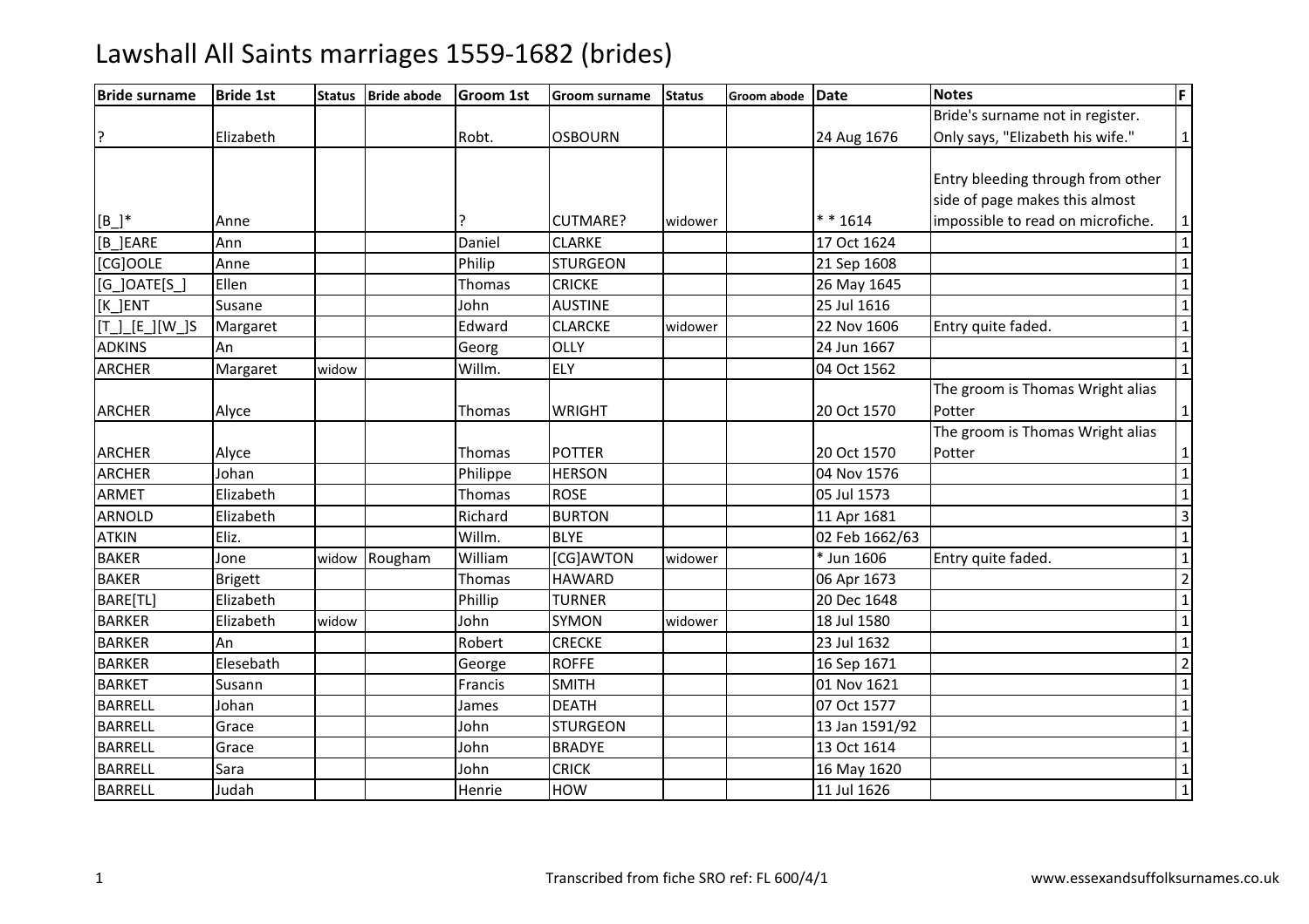# Lawshall All Saints marriages 1559-1682 (brides)

| Bride surname | Bride 1st | Status | Bride abode | Groom 1st | Groom surname | Status | Groom abode | Date | Notes | F |
|---|---|---|---|---|---|---|---|---|---|---|
| ? | Elizabeth | | | Robt. | OSBOURN | | | 24 Aug 1676 | Bride's surname not in register. Only says, "Elizabeth his wife." | 1 |
| [B_]* | Anne | | | ? | CUTMARE? | widower | | * * 1614 | Entry bleeding through from other side of page makes this almost impossible to read on microfiche. | 1 |
| [B_]EARE | Ann | | | Daniel | CLARKE | | | 17 Oct 1624 | | 1 |
| [CG]OOLE | Anne | | | Philip | STURGEON | | | 21 Sep 1608 | | 1 |
| [G_]OATE[S_] | Ellen | | | Thomas | CRICKE | | | 26 May 1645 | | 1 |
| [K_]ENT | Susane | | | John | AUSTINE | | | 25 Jul 1616 | | 1 |
| [T_]_[E_][W_]S | Margaret | | | Edward | CLARCKE | widower | | 22 Nov 1606 | Entry quite faded. | 1 |
| ADKINS | An | | | Georg | OLLY | | | 24 Jun 1667 | | 1 |
| ARCHER | Margaret | widow | | Willm. | ELY | | | 04 Oct 1562 | | 1 |
| ARCHER | Alyce | | | Thomas | WRIGHT | | | 20 Oct 1570 | The groom is Thomas Wright alias Potter | 1 |
| ARCHER | Alyce | | | Thomas | POTTER | | | 20 Oct 1570 | The groom is Thomas Wright alias Potter | 1 |
| ARCHER | Johan | | | Philippe | HERSON | | | 04 Nov 1576 | | 1 |
| ARMET | Elizabeth | | | Thomas | ROSE | | | 05 Jul 1573 | | 1 |
| ARNOLD | Elizabeth | | | Richard | BURTON | | | 11 Apr 1681 | | 3 |
| ATKIN | Eliz. | | | Willm. | BLYE | | | 02 Feb 1662/63 | | 1 |
| BAKER | Jone | widow | Rougham | William | [CG]AWTON | widower | | * Jun 1606 | Entry quite faded. | 1 |
| BAKER | Brigett | | | Thomas | HAWARD | | | 06 Apr 1673 | | 2 |
| BARE[TL] | Elizabeth | | | Phillip | TURNER | | | 20 Dec 1648 | | 1 |
| BARKER | Elizabeth | widow | | John | SYMON | widower | | 18 Jul 1580 | | 1 |
| BARKER | An | | | Robert | CRECKE | | | 23 Jul 1632 | | 1 |
| BARKER | Elesebath | | | George | ROFFE | | | 16 Sep 1671 | | 2 |
| BARKET | Susann | | | Francis | SMITH | | | 01 Nov 1621 | | 1 |
| BARRELL | Johan | | | James | DEATH | | | 07 Oct 1577 | | 1 |
| BARRELL | Grace | | | John | STURGEON | | | 13 Jan 1591/92 | | 1 |
| BARRELL | Grace | | | John | BRADYE | | | 13 Oct 1614 | | 1 |
| BARRELL | Sara | | | John | CRICK | | | 16 May 1620 | | 1 |
| BARRELL | Judah | | | Henrie | HOW | | | 11 Jul 1626 | | 1 |

Transcribed from fiche SRO ref: FL 600/4/1

www.essexandsuffolksurnames.co.uk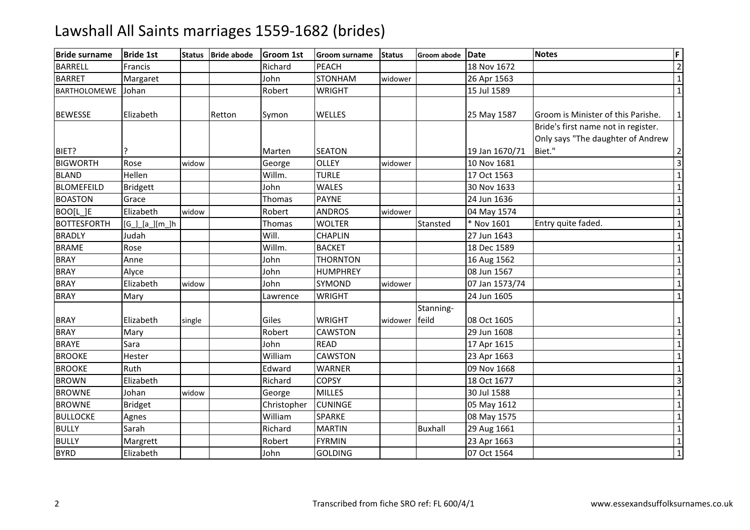# Lawshall All Saints marriages 1559-1682 (brides)

| Bride surname | Bride 1st | Status | Bride abode | Groom 1st | Groom surname | Status | Groom abode | Date | Notes | F |
|---|---|---|---|---|---|---|---|---|---|---|
| BARRELL | Francis | | | Richard | PEACH | | | 18 Nov 1672 | | 2 |
| BARRET | Margaret | | | John | STONHAM | widower | | 26 Apr 1563 | | 1 |
| BARTHOLOMEWE | Johan | | | Robert | WRIGHT | | | 15 Jul 1589 | | 1 |
| BEWESSE | Elizabeth | | Retton | Symon | WELLES | | | 25 May 1587 | Groom is Minister of this Parishe. | 1 |
| BIET? | ? | | | Marten | SEATON | | | 19 Jan 1670/71 | Bride's first name not in register. Only says "The daughter of Andrew Biet." | 2 |
| BIGWORTH | Rose | widow | | George | OLLEY | widower | | 10 Nov 1681 | | 3 |
| BLAND | Hellen | | | Willm. | TURLE | | | 17 Oct 1563 | | 1 |
| BLOMEFEILD | Bridgett | | | John | WALES | | | 30 Nov 1633 | | 1 |
| BOASTON | Grace | | | Thomas | PAYNE | | | 24 Jun 1636 | | 1 |
| BOO[L_]E | Elizabeth | widow | | Robert | ANDROS | widower | | 04 May 1574 | | 1 |
| BOTTESFORTH | [G_]_[a_][m_]h | | | Thomas | WOLTER | | Stansted | * Nov 1601 | Entry quite faded. | 1 |
| BRADLY | Judah | | | Will. | CHAPLIN | | | 27 Jun 1643 | | 1 |
| BRAME | Rose | | | Willm. | BACKET | | | 18 Dec 1589 | | 1 |
| BRAY | Anne | | | John | THORNTON | | | 16 Aug 1562 | | 1 |
| BRAY | Alyce | | | John | HUMPHREY | | | 08 Jun 1567 | | 1 |
| BRAY | Elizabeth | widow | | John | SYMOND | widower | | 07 Jan 1573/74 | | 1 |
| BRAY | Mary | | | Lawrence | WRIGHT | | | 24 Jun 1605 | | 1 |
| BRAY | Elizabeth | single | | Giles | WRIGHT | widower | Stanning-feild | 08 Oct 1605 | | 1 |
| BRAY | Mary | | | Robert | CAWSTON | | | 29 Jun 1608 | | 1 |
| BRAYE | Sara | | | John | READ | | | 17 Apr 1615 | | 1 |
| BROOKE | Hester | | | William | CAWSTON | | | 23 Apr 1663 | | 1 |
| BROOKE | Ruth | | | Edward | WARNER | | | 09 Nov 1668 | | 1 |
| BROWN | Elizabeth | | | Richard | COPSY | | | 18 Oct 1677 | | 3 |
| BROWNE | Johan | widow | | George | MILLES | | | 30 Jul 1588 | | 1 |
| BROWNE | Bridget | | | Christopher | CUNINGE | | | 05 May 1612 | | 1 |
| BULLOCKE | Agnes | | | William | SPARKE | | | 08 May 1575 | | 1 |
| BULLY | Sarah | | | Richard | MARTIN | | Buxhall | 29 Aug 1661 | | 1 |
| BULLY | Margrett | | | Robert | FYRMIN | | | 23 Apr 1663 | | 1 |
| BYRD | Elizabeth | | | John | GOLDING | | | 07 Oct 1564 | | 1 |

Transcribed from fiche SRO ref: FL 600/4/1

www.essexandsuffolksurnames.co.uk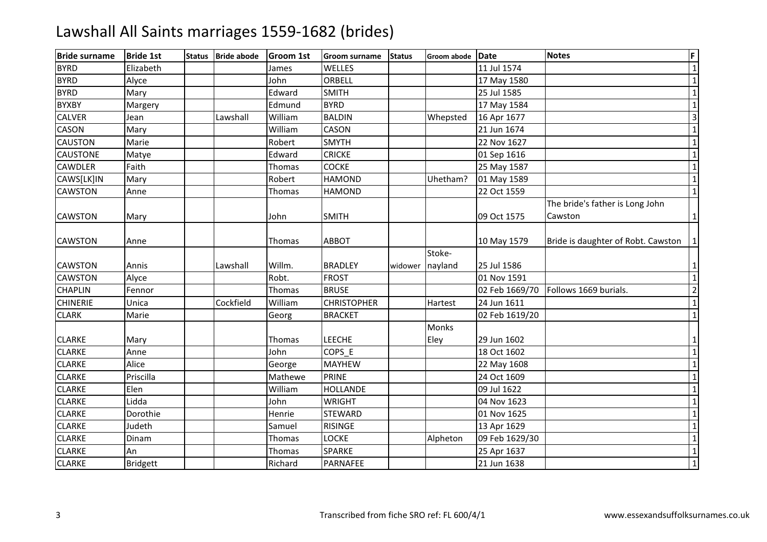# Lawshall All Saints marriages 1559-1682 (brides)

| Bride surname | Bride 1st | Status | Bride abode | Groom 1st | Groom surname | Status | Groom abode | Date | Notes | F |
|---|---|---|---|---|---|---|---|---|---|---|
| BYRD | Elizabeth | | | James | WELLES | | | 11 Jul 1574 | | 1 |
| BYRD | Alyce | | | John | ORBELL | | | 17 May 1580 | | 1 |
| BYRD | Mary | | | Edward | SMITH | | | 25 Jul 1585 | | 1 |
| BYXBY | Margery | | | Edmund | BYRD | | | 17 May 1584 | | 1 |
| CALVER | Jean | | Lawshall | William | BALDIN | | Whepsted | 16 Apr 1677 | | 3 |
| CASON | Mary | | | William | CASON | | | 21 Jun 1674 | | 1 |
| CAUSTON | Marie | | | Robert | SMYTH | | | 22 Nov 1627 | | 1 |
| CAUSTONE | Matye | | | Edward | CRICKE | | | 01 Sep 1616 | | 1 |
| CAWDLER | Faith | | | Thomas | COCKE | | | 25 May 1587 | | 1 |
| CAWS[LK]IN | Mary | | | Robert | HAMOND | | Uhetham? | 01 May 1589 | | 1 |
| CAWSTON | Anne | | | Thomas | HAMOND | | | 22 Oct 1559 | | 1 |
| CAWSTON | Mary | | | John | SMITH | | | 09 Oct 1575 | The bride's father is Long John Cawston | 1 |
| CAWSTON | Anne | | | Thomas | ABBOT | | | 10 May 1579 | Bride is daughter of Robt. Cawston | 1 |
| CAWSTON | Annis | | Lawshall | Willm. | BRADLEY | widower | Stoke-nayland | 25 Jul 1586 | | 1 |
| CAWSTON | Alyce | | | Robt. | FROST | | | 01 Nov 1591 | | 1 |
| CHAPLIN | Fennor | | | Thomas | BRUSE | | | 02 Feb 1669/70 | Follows 1669 burials. | 2 |
| CHINERIE | Unica | | Cockfield | William | CHRISTOPHER | | Hartest | 24 Jun 1611 | | 1 |
| CLARK | Marie | | | Georg | BRACKET | | | 02 Feb 1619/20 | | 1 |
| CLARKE | Mary | | | Thomas | LEECHE | | Monks Eley | 29 Jun 1602 | | 1 |
| CLARKE | Anne | | | John | COPS_E | | | 18 Oct 1602 | | 1 |
| CLARKE | Alice | | | George | MAYHEW | | | 22 May 1608 | | 1 |
| CLARKE | Priscilla | | | Mathewe | PRINE | | | 24 Oct 1609 | | 1 |
| CLARKE | Elen | | | William | HOLLANDE | | | 09 Jul 1622 | | 1 |
| CLARKE | Lidda | | | John | WRIGHT | | | 04 Nov 1623 | | 1 |
| CLARKE | Dorothie | | | Henrie | STEWARD | | | 01 Nov 1625 | | 1 |
| CLARKE | Judeth | | | Samuel | RISINGE | | | 13 Apr 1629 | | 1 |
| CLARKE | Dinam | | | Thomas | LOCKE | | Alpheton | 09 Feb 1629/30 | | 1 |
| CLARKE | An | | | Thomas | SPARKE | | | 25 Apr 1637 | | 1 |
| CLARKE | Bridgett | | | Richard | PARNAFEE | | | 21 Jun 1638 | | 1 |

Transcribed from fiche SRO ref: FL 600/4/1

www.essexandsuffolksurnames.co.uk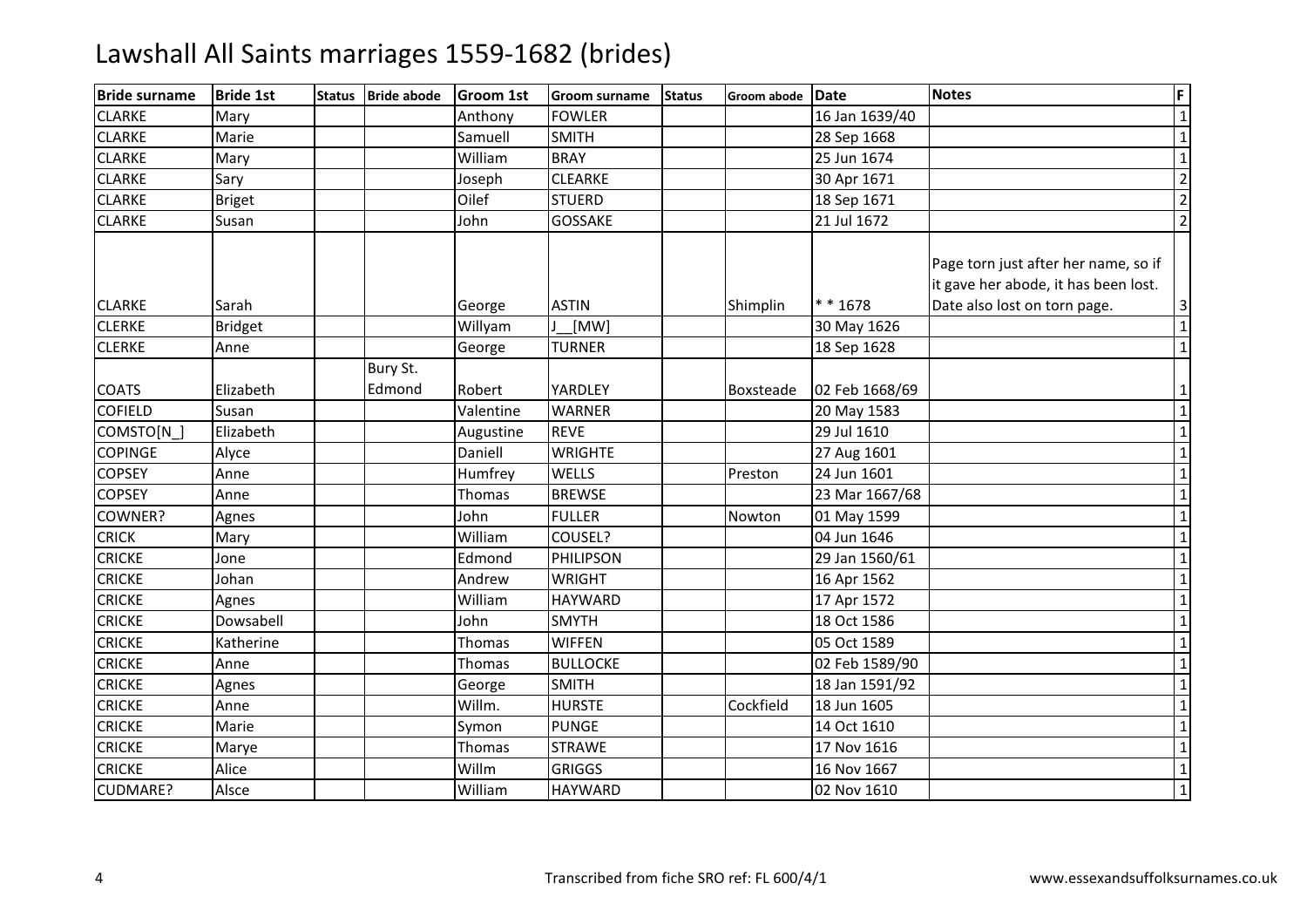# Lawshall All Saints marriages 1559-1682 (brides)

| Bride surname | Bride 1st | Status | Bride abode | Groom 1st | Groom surname | Status | Groom abode | Date | Notes | F |
|---|---|---|---|---|---|---|---|---|---|---|
| CLARKE | Mary | | | Anthony | FOWLER | | | 16 Jan 1639/40 | | 1 |
| CLARKE | Marie | | | Samuell | SMITH | | | 28 Sep 1668 | | 1 |
| CLARKE | Mary | | | William | BRAY | | | 25 Jun 1674 | | 1 |
| CLARKE | Sary | | | Joseph | CLEARKE | | | 30 Apr 1671 | | 2 |
| CLARKE | Briget | | | Oilef | STUERD | | | 18 Sep 1671 | | 2 |
| CLARKE | Susan | | | John | GOSSAKE | | | 21 Jul 1672 | | 2 |
| CLARKE | Sarah | | | George | ASTIN | | Shimplin | * * 1678 | Page torn just after her name, so if it gave her abode, it has been lost. Date also lost on torn page. | 3 |
| CLERKE | Bridget | | | Willyam | J__[MW] | | | 30 May 1626 | | 1 |
| CLERKE | Anne | | | George | TURNER | | | 18 Sep 1628 | | 1 |
| COATS | Elizabeth | | Bury St. Edmond | Robert | YARDLEY | | Boxsteade | 02 Feb 1668/69 | | 1 |
| COFIELD | Susan | | | Valentine | WARNER | | | 20 May 1583 | | 1 |
| COMSTO[N_] | Elizabeth | | | Augustine | REVE | | | 29 Jul 1610 | | 1 |
| COPINGE | Alyce | | | Daniell | WRIGHTE | | | 27 Aug 1601 | | 1 |
| COPSEY | Anne | | | Humfrey | WELLS | | Preston | 24 Jun 1601 | | 1 |
| COPSEY | Anne | | | Thomas | BREWSE | | | 23 Mar 1667/68 | | 1 |
| COWNER? | Agnes | | | John | FULLER | | Nowton | 01 May 1599 | | 1 |
| CRICK | Mary | | | William | COUSEL? | | | 04 Jun 1646 | | 1 |
| CRICKE | Jone | | | Edmond | PHILIPSON | | | 29 Jan 1560/61 | | 1 |
| CRICKE | Johan | | | Andrew | WRIGHT | | | 16 Apr 1562 | | 1 |
| CRICKE | Agnes | | | William | HAYWARD | | | 17 Apr 1572 | | 1 |
| CRICKE | Dowsabell | | | John | SMYTH | | | 18 Oct 1586 | | 1 |
| CRICKE | Katherine | | | Thomas | WIFFEN | | | 05 Oct 1589 | | 1 |
| CRICKE | Anne | | | Thomas | BULLOCKE | | | 02 Feb 1589/90 | | 1 |
| CRICKE | Agnes | | | George | SMITH | | | 18 Jan 1591/92 | | 1 |
| CRICKE | Anne | | | Willm. | HURSTE | | Cockfield | 18 Jun 1605 | | 1 |
| CRICKE | Marie | | | Symon | PUNGE | | | 14 Oct 1610 | | 1 |
| CRICKE | Marye | | | Thomas | STRAWE | | | 17 Nov 1616 | | 1 |
| CRICKE | Alice | | | Willm | GRIGGS | | | 16 Nov 1667 | | 1 |
| CUDMARE? | Alsce | | | William | HAYWARD | | | 02 Nov 1610 | | 1 |

Transcribed from fiche SRO ref: FL 600/4/1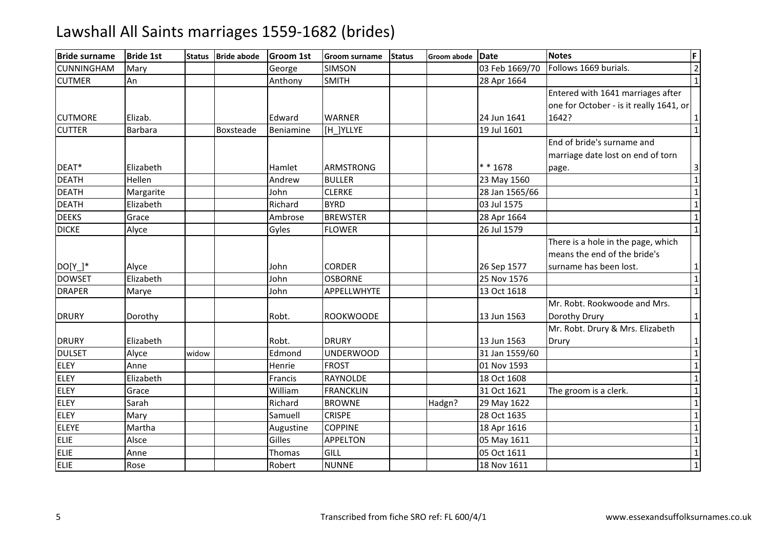# Lawshall All Saints marriages 1559-1682 (brides)

| Bride surname | Bride 1st | Status | Bride abode | Groom 1st | Groom surname | Status | Groom abode | Date | Notes | F |
|---|---|---|---|---|---|---|---|---|---|---|
| CUNNINGHAM | Mary | | | George | SIMSON | | | 03 Feb 1669/70 | Follows 1669 burials. | 2 |
| CUTMER | An | | | Anthony | SMITH | | | 28 Apr 1664 | | 1 |
| CUTMORE | Elizab. | | | Edward | WARNER | | | 24 Jun 1641 | Entered with 1641 marriages after one for October - is it really 1641, or 1642? | 1 |
| CUTTER | Barbara | | Boxsteade | Beniamine | [H_]YLLYE | | | 19 Jul 1601 | | 1 |
| DEAT* | Elizabeth | | | Hamlet | ARMSTRONG | | | * * 1678 | End of bride's surname and marriage date lost on end of torn page. | 3 |
| DEATH | Hellen | | | Andrew | BULLER | | | 23 May 1560 | | 1 |
| DEATH | Margarite | | | John | CLERKE | | | 28 Jan 1565/66 | | 1 |
| DEATH | Elizabeth | | | Richard | BYRD | | | 03 Jul 1575 | | 1 |
| DEEKS | Grace | | | Ambrose | BREWSTER | | | 28 Apr 1664 | | 1 |
| DICKE | Alyce | | | Gyles | FLOWER | | | 26 Jul 1579 | | 1 |
| DO[Y_]* | Alyce | | | John | CORDER | | | 26 Sep 1577 | There is a hole in the page, which means the end of the bride's surname has been lost. | 1 |
| DOWSET | Elizabeth | | | John | OSBORNE | | | 25 Nov 1576 | | 1 |
| DRAPER | Marye | | | John | APPELLWHYTE | | | 13 Oct 1618 | | 1 |
| DRURY | Dorothy | | | Robt. | ROOKWOODE | | | 13 Jun 1563 | Mr. Robt. Rookwoode and Mrs. Dorothy Drury | 1 |
| DRURY | Elizabeth | | | Robt. | DRURY | | | 13 Jun 1563 | Mr. Robt. Drury & Mrs. Elizabeth Drury | 1 |
| DULSET | Alyce | widow | | Edmond | UNDERWOOD | | | 31 Jan 1559/60 | | 1 |
| ELEY | Anne | | | Henrie | FROST | | | 01 Nov 1593 | | 1 |
| ELEY | Elizabeth | | | Francis | RAYNOLDE | | | 18 Oct 1608 | | 1 |
| ELEY | Grace | | | William | FRANCKLIN | | | 31 Oct 1621 | The groom is a clerk. | 1 |
| ELEY | Sarah | | | Richard | BROWNE | | Hadgn? | 29 May 1622 | | 1 |
| ELEY | Mary | | | Samuell | CRISPE | | | 28 Oct 1635 | | 1 |
| ELEYE | Martha | | | Augustine | COPPINE | | | 18 Apr 1616 | | 1 |
| ELIE | Alsce | | | Gilles | APPELTON | | | 05 May 1611 | | 1 |
| ELIE | Anne | | | Thomas | GILL | | | 05 Oct 1611 | | 1 |
| ELIE | Rose | | | Robert | NUNNE | | | 18 Nov 1611 | | 1 |

Transcribed from fiche SRO ref: FL 600/4/1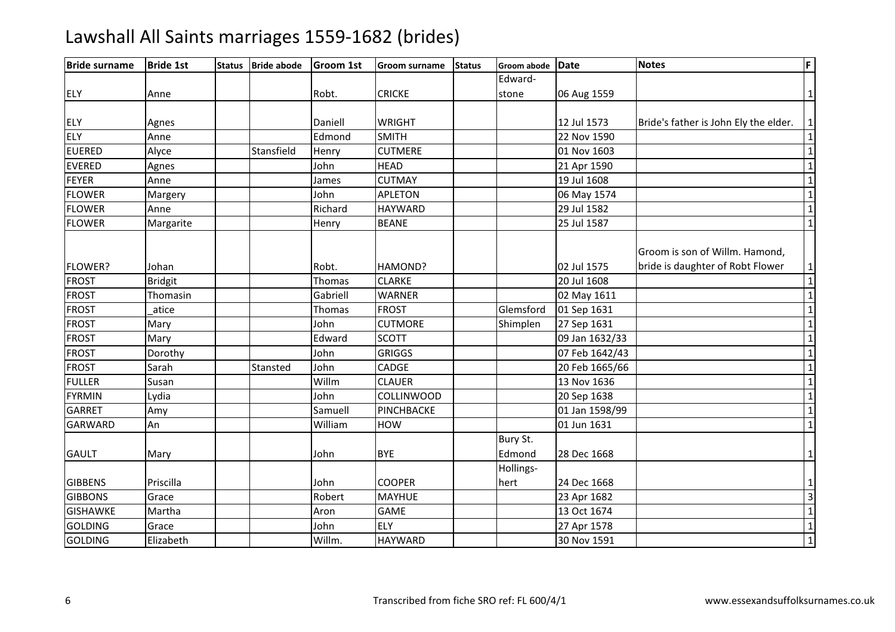# Lawshall All Saints marriages 1559-1682 (brides)

| Bride surname | Bride 1st | Status | Bride abode | Groom 1st | Groom surname | Status | Groom abode | Date | Notes | F |
|---|---|---|---|---|---|---|---|---|---|---|
| ELY | Anne | | | Robt. | CRICKE | | Edward-stone | 06 Aug 1559 | | 1 |
| ELY | Agnes | | | Daniell | WRIGHT | | | 12 Jul 1573 | Bride's father is John Ely the elder. | 1 |
| ELY | Anne | | | Edmond | SMITH | | | 22 Nov 1590 | | 1 |
| EUERED | Alyce | | Stansfield | Henry | CUTMERE | | | 01 Nov 1603 | | 1 |
| EVERED | Agnes | | | John | HEAD | | | 21 Apr 1590 | | 1 |
| FEYER | Anne | | | James | CUTMAY | | | 19 Jul 1608 | | 1 |
| FLOWER | Margery | | | John | APLETON | | | 06 May 1574 | | 1 |
| FLOWER | Anne | | | Richard | HAYWARD | | | 29 Jul 1582 | | 1 |
| FLOWER | Margarite | | | Henry | BEANE | | | 25 Jul 1587 | | 1 |
| FLOWER? | Johan | | | Robt. | HAMOND? | | | 02 Jul 1575 | Groom is son of Willm. Hamond, bride is daughter of Robt Flower | 1 |
| FROST | Bridgit | | | Thomas | CLARKE | | | 20 Jul 1608 | | 1 |
| FROST | Thomasin | | | Gabriell | WARNER | | | 02 May 1611 | | 1 |
| FROST | _atice | | | Thomas | FROST | | Glemsford | 01 Sep 1631 | | 1 |
| FROST | Mary | | | John | CUTMORE | | Shimplen | 27 Sep 1631 | | 1 |
| FROST | Mary | | | Edward | SCOTT | | | 09 Jan 1632/33 | | 1 |
| FROST | Dorothy | | | John | GRIGGS | | | 07 Feb 1642/43 | | 1 |
| FROST | Sarah | | Stansted | John | CADGE | | | 20 Feb 1665/66 | | 1 |
| FULLER | Susan | | | Willm | CLAUER | | | 13 Nov 1636 | | 1 |
| FYRMIN | Lydia | | | John | COLLINWOOD | | | 20 Sep 1638 | | 1 |
| GARRET | Amy | | | Samuell | PINCHBACKE | | | 01 Jan 1598/99 | | 1 |
| GARWARD | An | | | William | HOW | | | 01 Jun 1631 | | 1 |
| GAULT | Mary | | | John | BYE | | Bury St. Edmond | 28 Dec 1668 | | 1 |
| GIBBENS | Priscilla | | | John | COOPER | | Hollings-hert | 24 Dec 1668 | | 1 |
| GIBBONS | Grace | | | Robert | MAYHUE | | | 23 Apr 1682 | | 3 |
| GISHAWKE | Martha | | | Aron | GAME | | | 13 Oct 1674 | | 1 |
| GOLDING | Grace | | | John | ELY | | | 27 Apr 1578 | | 1 |
| GOLDING | Elizabeth | | | Willm. | HAYWARD | | | 30 Nov 1591 | | 1 |

Transcribed from fiche SRO ref: FL 600/4/1

www.essexandsuffolksurnames.co.uk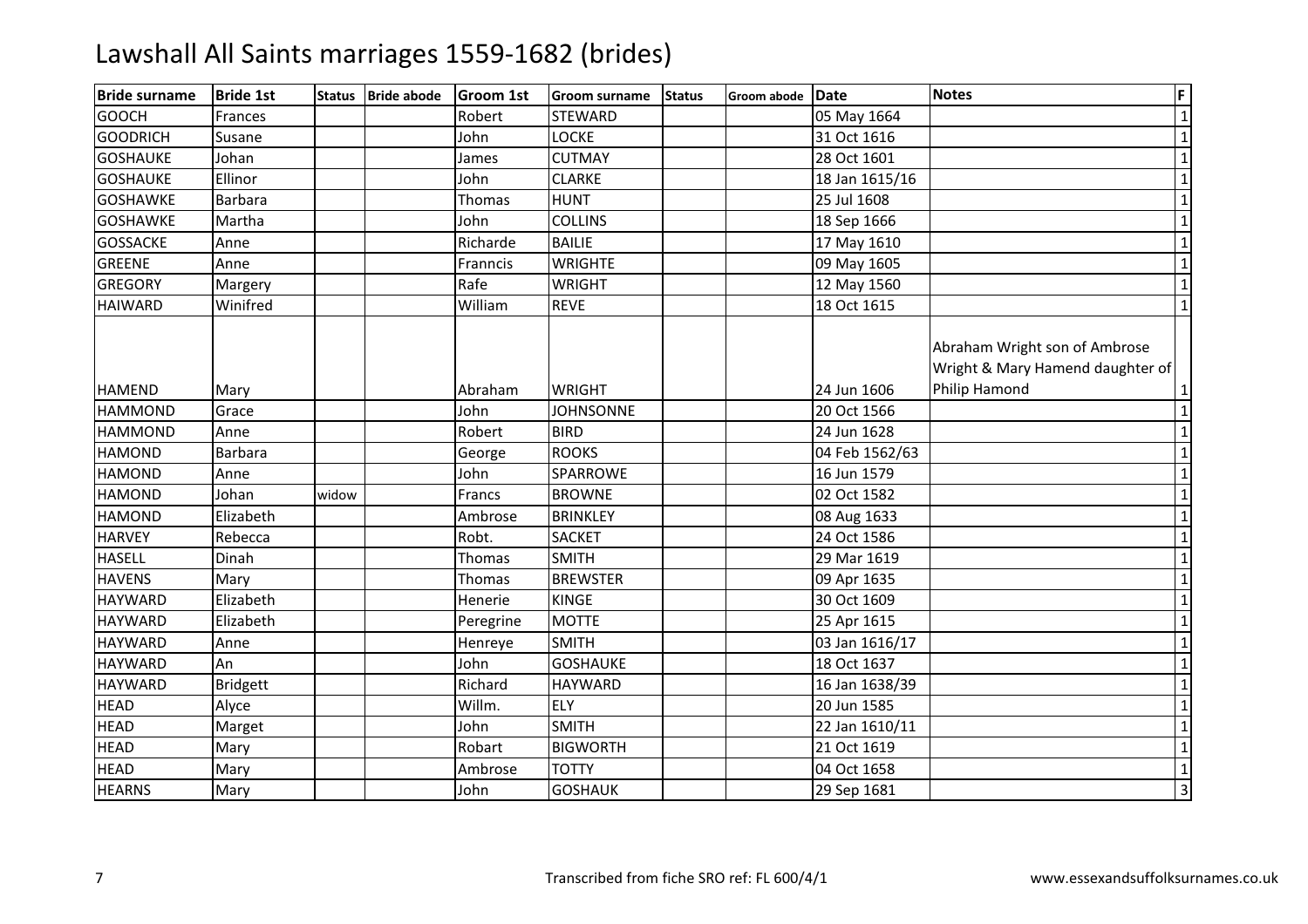# Lawshall All Saints marriages 1559-1682 (brides)

| Bride surname | Bride 1st | Status | Bride abode | Groom 1st | Groom surname | Status | Groom abode | Date | Notes | F |
|---|---|---|---|---|---|---|---|---|---|---|
| GOOCH | Frances | | | Robert | STEWARD | | | 05 May 1664 | | 1 |
| GOODRICH | Susane | | | John | LOCKE | | | 31 Oct 1616 | | 1 |
| GOSHAUKE | Johan | | | James | CUTMAY | | | 28 Oct 1601 | | 1 |
| GOSHAUKE | Ellinor | | | John | CLARKE | | | 18 Jan 1615/16 | | 1 |
| GOSHAWKE | Barbara | | | Thomas | HUNT | | | 25 Jul 1608 | | 1 |
| GOSHAWKE | Martha | | | John | COLLINS | | | 18 Sep 1666 | | 1 |
| GOSSACKE | Anne | | | Richarde | BAILIE | | | 17 May 1610 | | 1 |
| GREENE | Anne | | | Franncis | WRIGHTE | | | 09 May 1605 | | 1 |
| GREGORY | Margery | | | Rafe | WRIGHT | | | 12 May 1560 | | 1 |
| HAIWARD | Winifred | | | William | REVE | | | 18 Oct 1615 | | 1 |
| HAMEND | Mary | | | Abraham | WRIGHT | | | 24 Jun 1606 | Abraham Wright son of Ambrose Wright & Mary Hamend daughter of Philip Hamond | 1 |
| HAMMOND | Grace | | | John | JOHNSONNE | | | 20 Oct 1566 | | 1 |
| HAMMOND | Anne | | | Robert | BIRD | | | 24 Jun 1628 | | 1 |
| HAMOND | Barbara | | | George | ROOKS | | | 04 Feb 1562/63 | | 1 |
| HAMOND | Anne | | | John | SPARROWE | | | 16 Jun 1579 | | 1 |
| HAMOND | Johan | widow | | Francs | BROWNE | | | 02 Oct 1582 | | 1 |
| HAMOND | Elizabeth | | | Ambrose | BRINKLEY | | | 08 Aug 1633 | | 1 |
| HARVEY | Rebecca | | | Robt. | SACKET | | | 24 Oct 1586 | | 1 |
| HASELL | Dinah | | | Thomas | SMITH | | | 29 Mar 1619 | | 1 |
| HAVENS | Mary | | | Thomas | BREWSTER | | | 09 Apr 1635 | | 1 |
| HAYWARD | Elizabeth | | | Henerie | KINGE | | | 30 Oct 1609 | | 1 |
| HAYWARD | Elizabeth | | | Peregrine | MOTTE | | | 25 Apr 1615 | | 1 |
| HAYWARD | Anne | | | Henreye | SMITH | | | 03 Jan 1616/17 | | 1 |
| HAYWARD | An | | | John | GOSHAUKE | | | 18 Oct 1637 | | 1 |
| HAYWARD | Bridgett | | | Richard | HAYWARD | | | 16 Jan 1638/39 | | 1 |
| HEAD | Alyce | | | Willm. | ELY | | | 20 Jun 1585 | | 1 |
| HEAD | Marget | | | John | SMITH | | | 22 Jan 1610/11 | | 1 |
| HEAD | Mary | | | Robart | BIGWORTH | | | 21 Oct 1619 | | 1 |
| HEAD | Mary | | | Ambrose | TOTTY | | | 04 Oct 1658 | | 1 |
| HEARNS | Mary | | | John | GOSHAUK | | | 29 Sep 1681 | | 3 |

Transcribed from fiche SRO ref: FL 600/4/1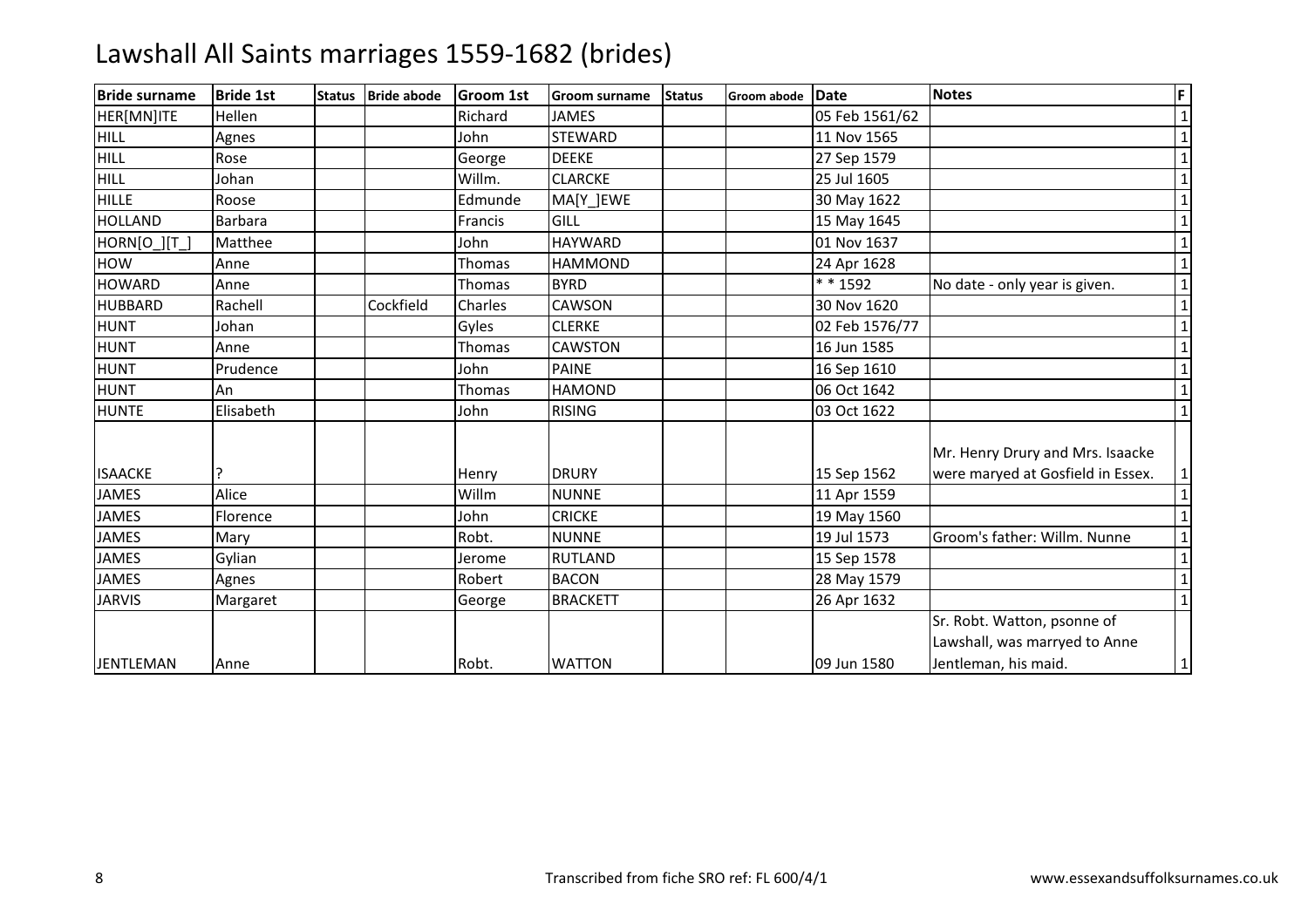# Lawshall All Saints marriages 1559-1682 (brides)

| Bride surname | Bride 1st | Status | Bride abode | Groom 1st | Groom surname | Status | Groom abode | Date | Notes | F |
|---|---|---|---|---|---|---|---|---|---|---|
| HER[MN]ITE | Hellen | | | Richard | JAMES | | | 05 Feb 1561/62 | | 1 |
| HILL | Agnes | | | John | STEWARD | | | 11 Nov 1565 | | 1 |
| HILL | Rose | | | George | DEEKE | | | 27 Sep 1579 | | 1 |
| HILL | Johan | | | Willm. | CLARCKE | | | 25 Jul 1605 | | 1 |
| HILLE | Roose | | | Edmunde | MA[Y_]EWE | | | 30 May 1622 | | 1 |
| HOLLAND | Barbara | | | Francis | GILL | | | 15 May 1645 | | 1 |
| HORN[O_][T_] | Matthee | | | John | HAYWARD | | | 01 Nov 1637 | | 1 |
| HOW | Anne | | | Thomas | HAMMOND | | | 24 Apr 1628 | | 1 |
| HOWARD | Anne | | | Thomas | BYRD | | | * * 1592 | No date - only year is given. | 1 |
| HUBBARD | Rachell | | Cockfield | Charles | CAWSON | | | 30 Nov 1620 | | 1 |
| HUNT | Johan | | | Gyles | CLERKE | | | 02 Feb 1576/77 | | 1 |
| HUNT | Anne | | | Thomas | CAWSTON | | | 16 Jun 1585 | | 1 |
| HUNT | Prudence | | | John | PAINE | | | 16 Sep 1610 | | 1 |
| HUNT | An | | | Thomas | HAMOND | | | 06 Oct 1642 | | 1 |
| HUNTE | Elisabeth | | | John | RISING | | | 03 Oct 1622 | | 1 |
| ISAACKE | ? | | | Henry | DRURY | | | 15 Sep 1562 | Mr. Henry Drury and Mrs. Isaacke were maryed at Gosfield in Essex. | 1 |
| JAMES | Alice | | | Willm | NUNNE | | | 11 Apr 1559 | | 1 |
| JAMES | Florence | | | John | CRICKE | | | 19 May 1560 | | 1 |
| JAMES | Mary | | | Robt. | NUNNE | | | 19 Jul 1573 | Groom's father: Willm. Nunne | 1 |
| JAMES | Gylian | | | Jerome | RUTLAND | | | 15 Sep 1578 | | 1 |
| JAMES | Agnes | | | Robert | BACON | | | 28 May 1579 | | 1 |
| JARVIS | Margaret | | | George | BRACKETT | | | 26 Apr 1632 | | 1 |
| JENTLEMAN | Anne | | | Robt. | WATTON | | | 09 Jun 1580 | Sr. Robt. Watton, psonne of Lawshall, was marryed to Anne Jentleman, his maid. | 1 |

Transcribed from fiche SRO ref: FL 600/4/1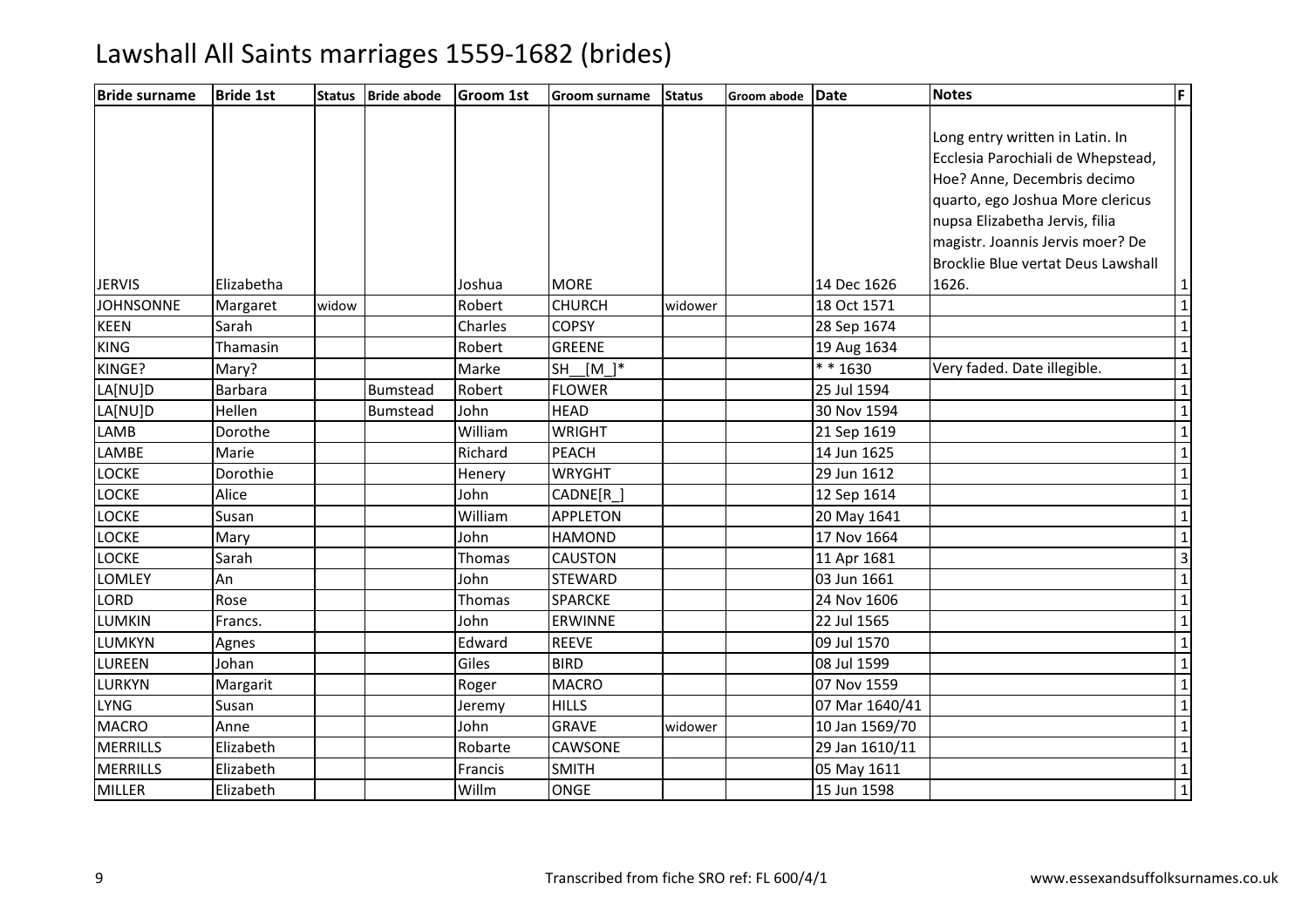# Lawshall All Saints marriages 1559-1682 (brides)

| Bride surname | Bride 1st | Status | Bride abode | Groom 1st | Groom surname | Status | Groom abode | Date | Notes | F |
|---|---|---|---|---|---|---|---|---|---|---|
| JERVIS | Elizabetha | | | Joshua | MORE | | | 14 Dec 1626 | Long entry written in Latin. In Ecclesia Parochiali de Whepstead, Hoe? Anne, Decembris decimo quarto, ego Joshua More clericus nupsa Elizabetha Jervis, filia magistr. Joannis Jervis moer? De Brocklie Blue vertat Deus Lawshall 1626. | 1 |
| JOHNSONNE | Margaret | widow | | Robert | CHURCH | widower | | 18 Oct 1571 | | 1 |
| KEEN | Sarah | | | Charles | COPSY | | | 28 Sep 1674 | | 1 |
| KING | Thamasin | | | Robert | GREENE | | | 19 Aug 1634 | | 1 |
| KINGE? | Mary? | | | Marke | SH__[M_]* | | | * * 1630 | Very faded. Date illegible. | 1 |
| LA[NU]D | Barbara | | Bumstead | Robert | FLOWER | | | 25 Jul 1594 | | 1 |
| LA[NU]D | Hellen | | Bumstead | John | HEAD | | | 30 Nov 1594 | | 1 |
| LAMB | Dorothe | | | William | WRIGHT | | | 21 Sep 1619 | | 1 |
| LAMBE | Marie | | | Richard | PEACH | | | 14 Jun 1625 | | 1 |
| LOCKE | Dorothie | | | Henery | WRYGHT | | | 29 Jun 1612 | | 1 |
| LOCKE | Alice | | | John | CADNE[R_] | | | 12 Sep 1614 | | 1 |
| LOCKE | Susan | | | William | APPLETON | | | 20 May 1641 | | 1 |
| LOCKE | Mary | | | John | HAMOND | | | 17 Nov 1664 | | 1 |
| LOCKE | Sarah | | | Thomas | CAUSTON | | | 11 Apr 1681 | | 3 |
| LOMLEY | An | | | John | STEWARD | | | 03 Jun 1661 | | 1 |
| LORD | Rose | | | Thomas | SPARCKE | | | 24 Nov 1606 | | 1 |
| LUMKIN | Francs. | | | John | ERWINNE | | | 22 Jul 1565 | | 1 |
| LUMKYN | Agnes | | | Edward | REEVE | | | 09 Jul 1570 | | 1 |
| LUREEN | Johan | | | Giles | BIRD | | | 08 Jul 1599 | | 1 |
| LURKYN | Margarit | | | Roger | MACRO | | | 07 Nov 1559 | | 1 |
| LYNG | Susan | | | Jeremy | HILLS | | | 07 Mar 1640/41 | | 1 |
| MACRO | Anne | | | John | GRAVE | widower | | 10 Jan 1569/70 | | 1 |
| MERRILLS | Elizabeth | | | Robarte | CAWSONE | | | 29 Jan 1610/11 | | 1 |
| MERRILLS | Elizabeth | | | Francis | SMITH | | | 05 May 1611 | | 1 |
| MILLER | Elizabeth | | | Willm | ONGE | | | 15 Jun 1598 | | 1 |

Transcribed from fiche SRO ref: FL 600/4/1

www.essexandsuffolksurnames.co.uk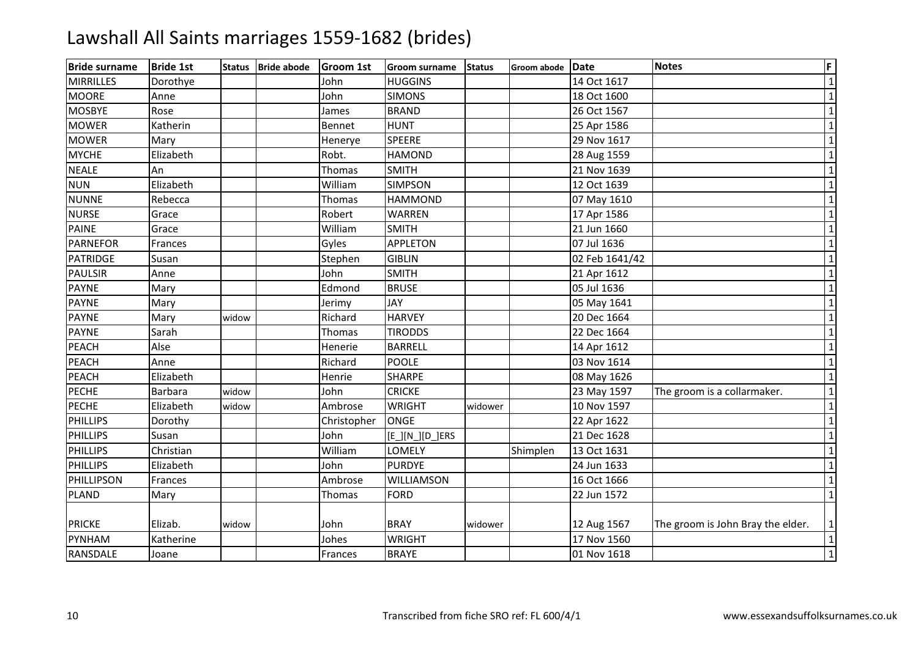# Lawshall All Saints marriages 1559-1682 (brides)

| Bride surname | Bride 1st | Status | Bride abode | Groom 1st | Groom surname | Status | Groom abode | Date | Notes | F |
|---|---|---|---|---|---|---|---|---|---|---|
| MIRRILLES | Dorothye | | | John | HUGGINS | | | 14 Oct 1617 | | 1 |
| MOORE | Anne | | | John | SIMONS | | | 18 Oct 1600 | | 1 |
| MOSBYE | Rose | | | James | BRAND | | | 26 Oct 1567 | | 1 |
| MOWER | Katherin | | | Bennet | HUNT | | | 25 Apr 1586 | | 1 |
| MOWER | Mary | | | Henerye | SPEERE | | | 29 Nov 1617 | | 1 |
| MYCHE | Elizabeth | | | Robt. | HAMOND | | | 28 Aug 1559 | | 1 |
| NEALE | An | | | Thomas | SMITH | | | 21 Nov 1639 | | 1 |
| NUN | Elizabeth | | | William | SIMPSON | | | 12 Oct 1639 | | 1 |
| NUNNE | Rebecca | | | Thomas | HAMMOND | | | 07 May 1610 | | 1 |
| NURSE | Grace | | | Robert | WARREN | | | 17 Apr 1586 | | 1 |
| PAINE | Grace | | | William | SMITH | | | 21 Jun 1660 | | 1 |
| PARNEFOR | Frances | | | Gyles | APPLETON | | | 07 Jul 1636 | | 1 |
| PATRIDGE | Susan | | | Stephen | GIBLIN | | | 02 Feb 1641/42 | | 1 |
| PAULSIR | Anne | | | John | SMITH | | | 21 Apr 1612 | | 1 |
| PAYNE | Mary | | | Edmond | BRUSE | | | 05 Jul 1636 | | 1 |
| PAYNE | Mary | | | Jerimy | JAY | | | 05 May 1641 | | 1 |
| PAYNE | Mary | widow | | Richard | HARVEY | | | 20 Dec 1664 | | 1 |
| PAYNE | Sarah | | | Thomas | TIRODDS | | | 22 Dec 1664 | | 1 |
| PEACH | Alse | | | Henerie | BARRELL | | | 14 Apr 1612 | | 1 |
| PEACH | Anne | | | Richard | POOLE | | | 03 Nov 1614 | | 1 |
| PEACH | Elizabeth | | | Henrie | SHARPE | | | 08 May 1626 | | 1 |
| PECHE | Barbara | widow | | John | CRICKE | | | 23 May 1597 | The groom is a collarmaker. | 1 |
| PECHE | Elizabeth | widow | | Ambrose | WRIGHT | widower | | 10 Nov 1597 | | 1 |
| PHILLIPS | Dorothy | | | Christopher | ONGE | | | 22 Apr 1622 | | 1 |
| PHILLIPS | Susan | | | John | [E_][N_][D_]ERS | | | 21 Dec 1628 | | 1 |
| PHILLIPS | Christian | | | William | LOMELY | | Shimplen | 13 Oct 1631 | | 1 |
| PHILLIPS | Elizabeth | | | John | PURDYE | | | 24 Jun 1633 | | 1 |
| PHILLIPSON | Frances | | | Ambrose | WILLIAMSON | | | 16 Oct 1666 | | 1 |
| PLAND | Mary | | | Thomas | FORD | | | 22 Jun 1572 | | 1 |
| PRICKE | Elizab. | widow | | John | BRAY | widower | | 12 Aug 1567 | The groom is John Bray the elder. | 1 |
| PYNHAM | Katherine | | | Johes | WRIGHT | | | 17 Nov 1560 | | 1 |
| RANSDALE | Joane | | | Frances | BRAYE | | | 01 Nov 1618 | | 1 |

Transcribed from fiche SRO ref: FL 600/4/1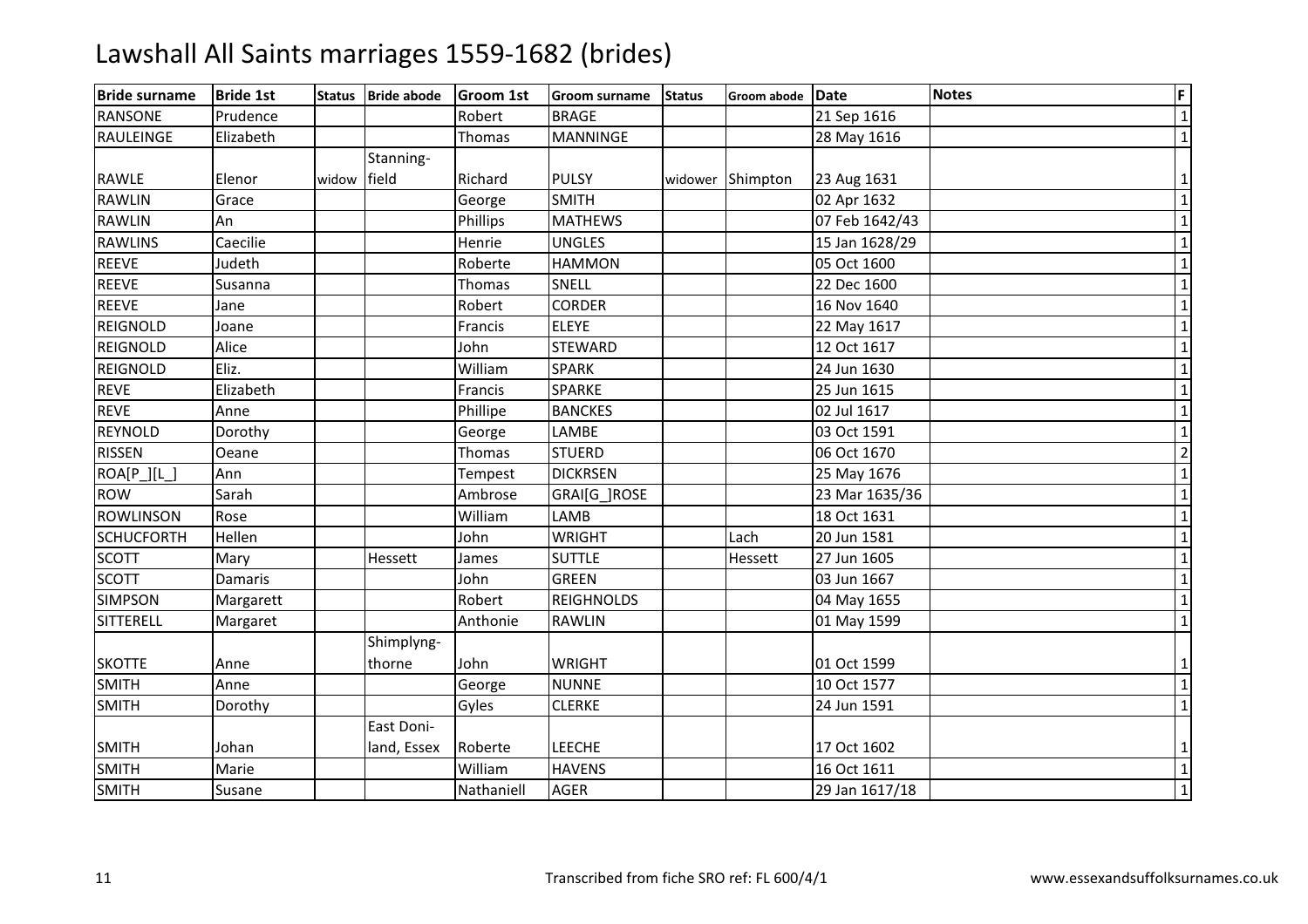# Lawshall All Saints marriages 1559-1682 (brides)

| Bride surname | Bride 1st | Status | Bride abode | Groom 1st | Groom surname | Status | Groom abode | Date | Notes | F |
|---|---|---|---|---|---|---|---|---|---|---|
| RANSONE | Prudence | | | Robert | BRAGE | | | 21 Sep 1616 | | 1 |
| RAULEINGE | Elizabeth | | | Thomas | MANNINGE | | | 28 May 1616 | | 1 |
| RAWLE | Elenor | widow | Stanning-field | Richard | PULSY | widower | Shimpton | 23 Aug 1631 | | 1 |
| RAWLIN | Grace | | | George | SMITH | | | 02 Apr 1632 | | 1 |
| RAWLIN | An | | | Phillips | MATHEWS | | | 07 Feb 1642/43 | | 1 |
| RAWLINS | Caecilie | | | Henrie | UNGLES | | | 15 Jan 1628/29 | | 1 |
| REEVE | Judeth | | | Roberte | HAMMON | | | 05 Oct 1600 | | 1 |
| REEVE | Susanna | | | Thomas | SNELL | | | 22 Dec 1600 | | 1 |
| REEVE | Jane | | | Robert | CORDER | | | 16 Nov 1640 | | 1 |
| REIGNOLD | Joane | | | Francis | ELEYE | | | 22 May 1617 | | 1 |
| REIGNOLD | Alice | | | John | STEWARD | | | 12 Oct 1617 | | 1 |
| REIGNOLD | Eliz. | | | William | SPARK | | | 24 Jun 1630 | | 1 |
| REVE | Elizabeth | | | Francis | SPARKE | | | 25 Jun 1615 | | 1 |
| REVE | Anne | | | Phillipe | BANCKES | | | 02 Jul 1617 | | 1 |
| REYNOLD | Dorothy | | | George | LAMBE | | | 03 Oct 1591 | | 1 |
| RISSEN | Oeane | | | Thomas | STUERD | | | 06 Oct 1670 | | 2 |
| ROA[P_][L_] | Ann | | | Tempest | DICKRSEN | | | 25 May 1676 | | 1 |
| ROW | Sarah | | | Ambrose | GRAI[G_]ROSE | | | 23 Mar 1635/36 | | 1 |
| ROWLINSON | Rose | | | William | LAMB | | | 18 Oct 1631 | | 1 |
| SCHUCFORTH | Hellen | | | John | WRIGHT | | Lach | 20 Jun 1581 | | 1 |
| SCOTT | Mary | | Hessett | James | SUTTLE | | Hessett | 27 Jun 1605 | | 1 |
| SCOTT | Damaris | | | John | GREEN | | | 03 Jun 1667 | | 1 |
| SIMPSON | Margarett | | | Robert | REIGHNOLDS | | | 04 May 1655 | | 1 |
| SITTERELL | Margaret | | | Anthonie | RAWLIN | | | 01 May 1599 | | 1 |
| SKOTTE | Anne | | Shimplyng-thorne | John | WRIGHT | | | 01 Oct 1599 | | 1 |
| SMITH | Anne | | | George | NUNNE | | | 10 Oct 1577 | | 1 |
| SMITH | Dorothy | | | Gyles | CLERKE | | | 24 Jun 1591 | | 1 |
| SMITH | Johan | | East Doni-land, Essex | Roberte | LEECHE | | | 17 Oct 1602 | | 1 |
| SMITH | Marie | | | William | HAVENS | | | 16 Oct 1611 | | 1 |
| SMITH | Susane | | | Nathaniell | AGER | | | 29 Jan 1617/18 | | 1 |

Transcribed from fiche SRO ref: FL 600/4/1 www.essexandsuffolksurnames.co.uk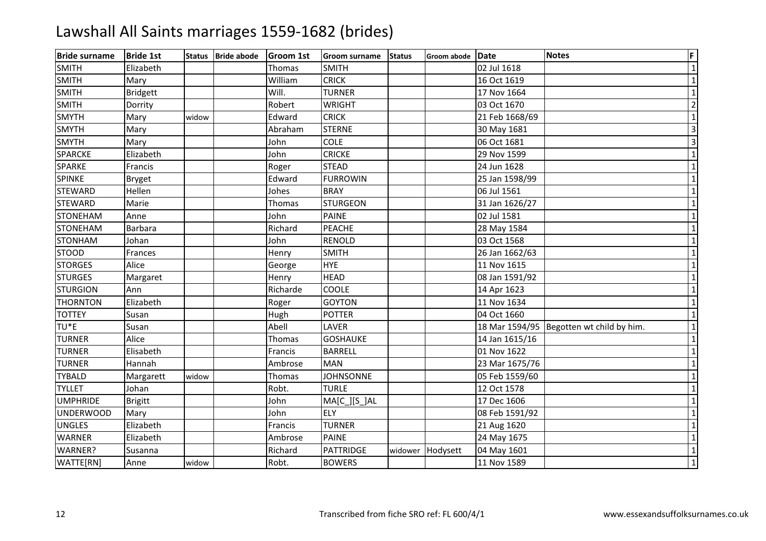# Lawshall All Saints marriages 1559-1682 (brides)

| Bride surname | Bride 1st | Status | Bride abode | Groom 1st | Groom surname | Status | Groom abode | Date | Notes | F |
|---|---|---|---|---|---|---|---|---|---|---|
| SMITH | Elizabeth | | | Thomas | SMITH | | | 02 Jul 1618 | | 1 |
| SMITH | Mary | | | William | CRICK | | | 16 Oct 1619 | | 1 |
| SMITH | Bridgett | | | Will. | TURNER | | | 17 Nov 1664 | | 1 |
| SMITH | Dorrity | | | Robert | WRIGHT | | | 03 Oct 1670 | | 2 |
| SMYTH | Mary | widow | | Edward | CRICK | | | 21 Feb 1668/69 | | 1 |
| SMYTH | Mary | | | Abraham | STERNE | | | 30 May 1681 | | 3 |
| SMYTH | Mary | | | John | COLE | | | 06 Oct 1681 | | 3 |
| SPARCKE | Elizabeth | | | John | CRICKE | | | 29 Nov 1599 | | 1 |
| SPARKE | Francis | | | Roger | STEAD | | | 24 Jun 1628 | | 1 |
| SPINKE | Bryget | | | Edward | FURROWIN | | | 25 Jan 1598/99 | | 1 |
| STEWARD | Hellen | | | Johes | BRAY | | | 06 Jul 1561 | | 1 |
| STEWARD | Marie | | | Thomas | STURGEON | | | 31 Jan 1626/27 | | 1 |
| STONEHAM | Anne | | | John | PAINE | | | 02 Jul 1581 | | 1 |
| STONEHAM | Barbara | | | Richard | PEACHE | | | 28 May 1584 | | 1 |
| STONHAM | Johan | | | John | RENOLD | | | 03 Oct 1568 | | 1 |
| STOOD | Frances | | | Henry | SMITH | | | 26 Jan 1662/63 | | 1 |
| STORGES | Alice | | | George | HYE | | | 11 Nov 1615 | | 1 |
| STURGES | Margaret | | | Henry | HEAD | | | 08 Jan 1591/92 | | 1 |
| STURGION | Ann | | | Richarde | COOLE | | | 14 Apr 1623 | | 1 |
| THORNTON | Elizabeth | | | Roger | GOYTON | | | 11 Nov 1634 | | 1 |
| TOTTEY | Susan | | | Hugh | POTTER | | | 04 Oct 1660 | | 1 |
| TU*E | Susan | | | Abell | LAVER | | | 18 Mar 1594/95 | Begotten wt child by him. | 1 |
| TURNER | Alice | | | Thomas | GOSHAUKE | | | 14 Jan 1615/16 | | 1 |
| TURNER | Elisabeth | | | Francis | BARRELL | | | 01 Nov 1622 | | 1 |
| TURNER | Hannah | | | Ambrose | MAN | | | 23 Mar 1675/76 | | 1 |
| TYBALD | Margarett | widow | | Thomas | JOHNSONNE | | | 05 Feb 1559/60 | | 1 |
| TYLLET | Johan | | | Robt. | TURLE | | | 12 Oct 1578 | | 1 |
| UMPHRIDE | Brigitt | | | John | MA[C_][S_]AL | | | 17 Dec 1606 | | 1 |
| UNDERWOOD | Mary | | | John | ELY | | | 08 Feb 1591/92 | | 1 |
| UNGLES | Elizabeth | | | Francis | TURNER | | | 21 Aug 1620 | | 1 |
| WARNER | Elizabeth | | | Ambrose | PAINE | | | 24 May 1675 | | 1 |
| WARNER? | Susanna | | | Richard | PATTRIDGE | widower | Hodysett | 04 May 1601 | | 1 |
| WATTE[RN] | Anne | widow | | Robt. | BOWERS | | | 11 Nov 1589 | | 1 |

Transcribed from fiche SRO ref: FL 600/4/1

www.essexandsuffolksurnames.co.uk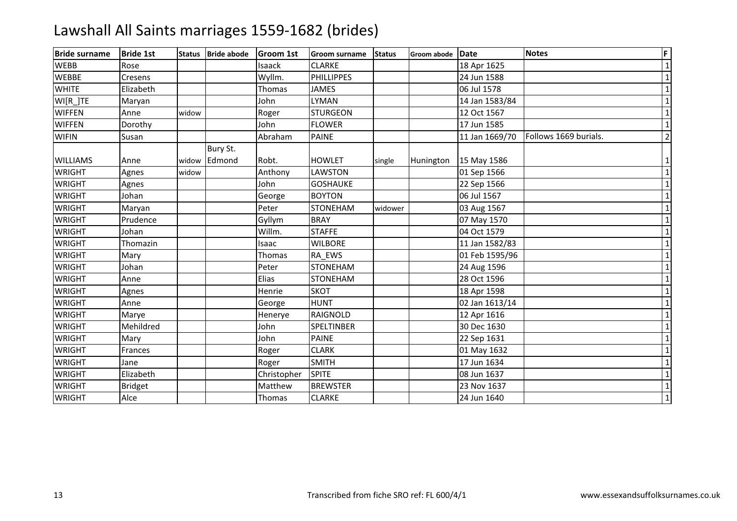# Lawshall All Saints marriages 1559-1682 (brides)

| Bride surname | Bride 1st | Status | Bride abode | Groom 1st | Groom surname | Status | Groom abode | Date | Notes | F |
|---|---|---|---|---|---|---|---|---|---|---|
| WEBB | Rose | | | Isaack | CLARKE | | | 18 Apr 1625 | | 1 |
| WEBBE | Cresens | | | Wyllm. | PHILLIPPES | | | 24 Jun 1588 | | 1 |
| WHITE | Elizabeth | | | Thomas | JAMES | | | 06 Jul 1578 | | 1 |
| WI[R_]TE | Maryan | | | John | LYMAN | | | 14 Jan 1583/84 | | 1 |
| WIFFEN | Anne | widow | | Roger | STURGEON | | | 12 Oct 1567 | | 1 |
| WIFFEN | Dorothy | | | John | FLOWER | | | 17 Jun 1585 | | 1 |
| WIFIN | Susan | | | Abraham | PAINE | | | 11 Jan 1669/70 | Follows 1669 burials. | 2 |
| WILLIAMS | Anne | widow | Bury St. Edmond | Robt. | HOWLET | single | Hunington | 15 May 1586 | | 1 |
| WRIGHT | Agnes | widow | | Anthony | LAWSTON | | | 01 Sep 1566 | | 1 |
| WRIGHT | Agnes | | | John | GOSHAUKE | | | 22 Sep 1566 | | 1 |
| WRIGHT | Johan | | | George | BOYTON | | | 06 Jul 1567 | | 1 |
| WRIGHT | Maryan | | | Peter | STONEHAM | widower | | 03 Aug 1567 | | 1 |
| WRIGHT | Prudence | | | Gyllym | BRAY | | | 07 May 1570 | | 1 |
| WRIGHT | Johan | | | Willm. | STAFFE | | | 04 Oct 1579 | | 1 |
| WRIGHT | Thomazin | | | Isaac | WILBORE | | | 11 Jan 1582/83 | | 1 |
| WRIGHT | Mary | | | Thomas | RA_EWS | | | 01 Feb 1595/96 | | 1 |
| WRIGHT | Johan | | | Peter | STONEHAM | | | 24 Aug 1596 | | 1 |
| WRIGHT | Anne | | | Elias | STONEHAM | | | 28 Oct 1596 | | 1 |
| WRIGHT | Agnes | | | Henrie | SKOT | | | 18 Apr 1598 | | 1 |
| WRIGHT | Anne | | | George | HUNT | | | 02 Jan 1613/14 | | 1 |
| WRIGHT | Marye | | | Henerye | RAIGNOLD | | | 12 Apr 1616 | | 1 |
| WRIGHT | Mehildred | | | John | SPELTINBER | | | 30 Dec 1630 | | 1 |
| WRIGHT | Mary | | | John | PAINE | | | 22 Sep 1631 | | 1 |
| WRIGHT | Frances | | | Roger | CLARK | | | 01 May 1632 | | 1 |
| WRIGHT | Jane | | | Roger | SMITH | | | 17 Jun 1634 | | 1 |
| WRIGHT | Elizabeth | | | Christopher | SPITE | | | 08 Jun 1637 | | 1 |
| WRIGHT | Bridget | | | Matthew | BREWSTER | | | 23 Nov 1637 | | 1 |
| WRIGHT | Alce | | | Thomas | CLARKE | | | 24 Jun 1640 | | 1 |

Transcribed from fiche SRO ref: FL 600/4/1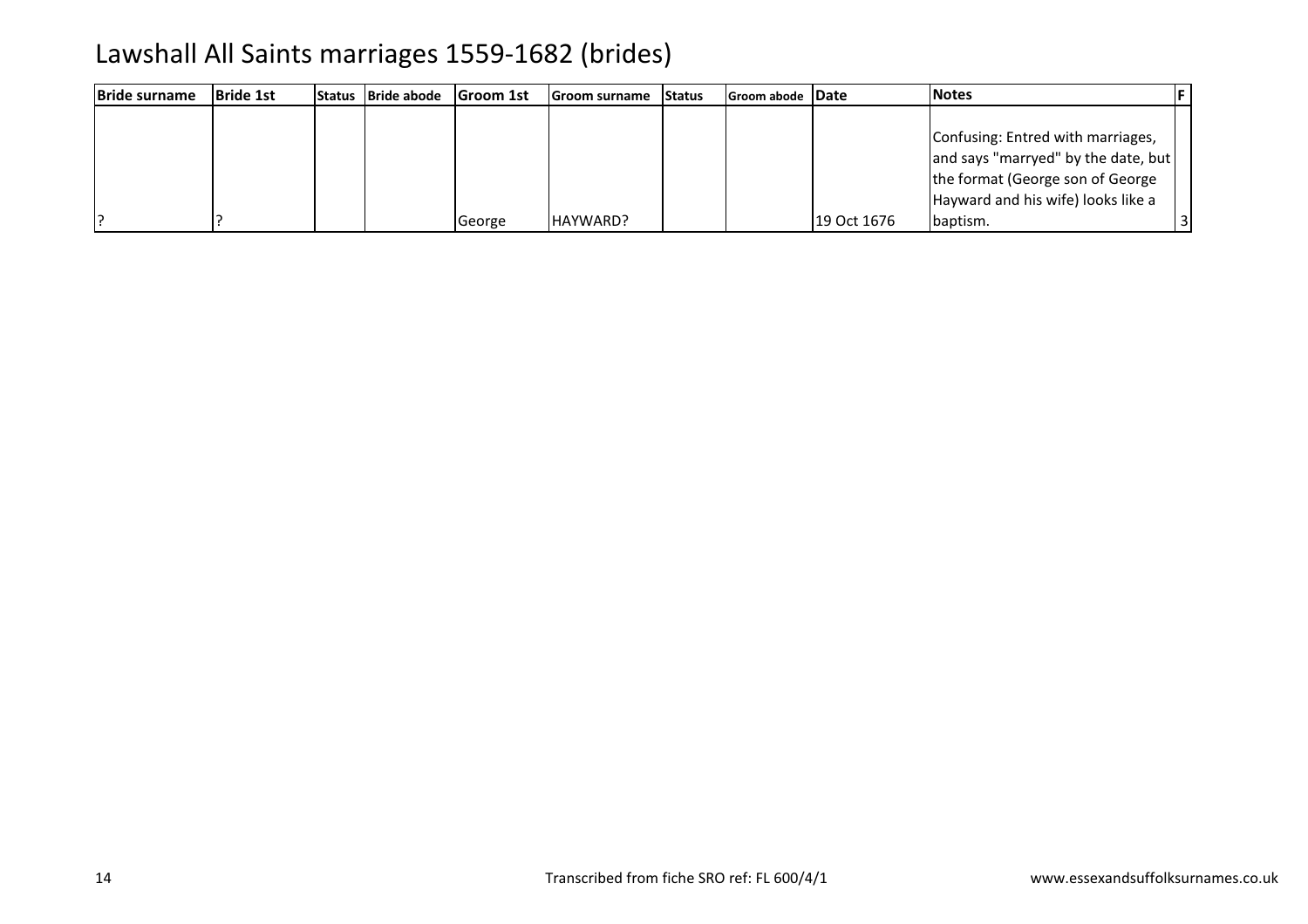# Lawshall All Saints marriages 1559-1682 (brides)

| Bride surname | Bride 1st | Status | Bride abode | Groom 1st | Groom surname | Status | Groom abode | Date | Notes | F |
|---|---|---|---|---|---|---|---|---|---|---|
| ? | ? | | | George | HAYWARD? | | | 19 Oct 1676 | Confusing: Entred with marriages, and says "marryed" by the date, but the format (George son of George Hayward and his wife) looks like a baptism. | 3 |

Transcribed from fiche SRO ref: FL 600/4/1

www.essexandsuffolksurnames.co.uk